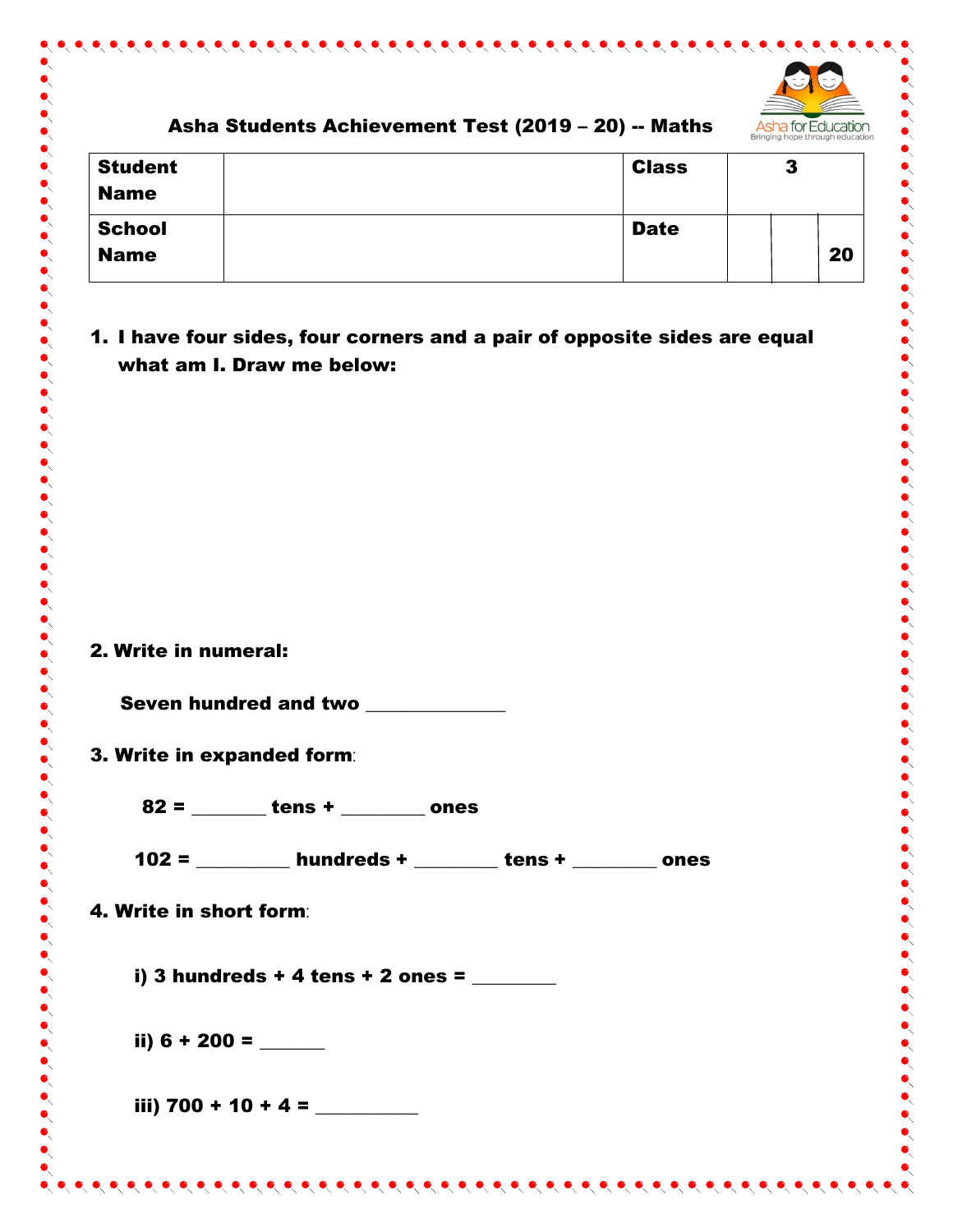## Asha Students Achievement Test (2019 – 20) -- Maths

| Student Name | | Class | 3 | | |
|---|---|---|---|---|---|
| School Name | | Date | | | 20 |

1. **I have four sides, four corners and a pair of opposite sides are equal what am I. Draw me below:**

**2. Write in numeral:**

**Seven hundred and two ______________**

**3. Write in expanded form**:

**82 = _______ tens + ________ ones**

**102 = _________ hundreds + ________ tens + ________ ones**

**4. Write in short form**:

**i) 3 hundreds + 4 tens + 2 ones = ________**

**ii) 6 + 200 = ______**

**iii) 700 + 10 + 4 = __________**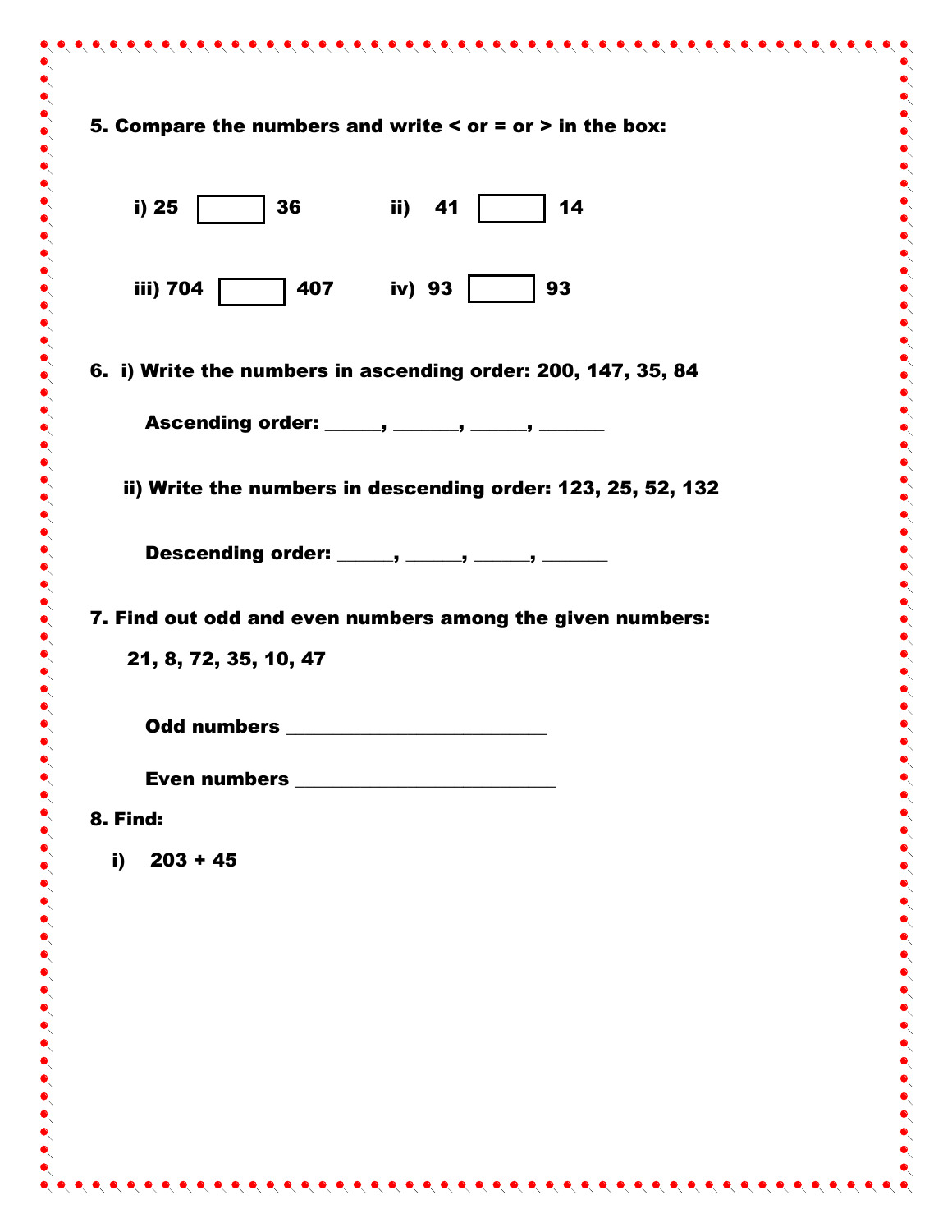**5. Compare the numbers and write < or = or > in the box:**

i) 25 ☐ 36 ii) 41 ☐ 14

iii) 704 ☐ 407 iv) 93 ☐ 93

**6. i) Write the numbers in ascending order: 200, 147, 35, 84**

**Ascending order: ______, _______, ______, _______**

**ii) Write the numbers in descending order: 123, 25, 52, 132**

**Descending order: ______, ______, ______, _______**

**7. Find out odd and even numbers among the given numbers:**

**21, 8, 72, 35, 10, 47**

**Odd numbers ___________________________**

**Even numbers ___________________________**

**8. Find:**

**i) 203 + 45**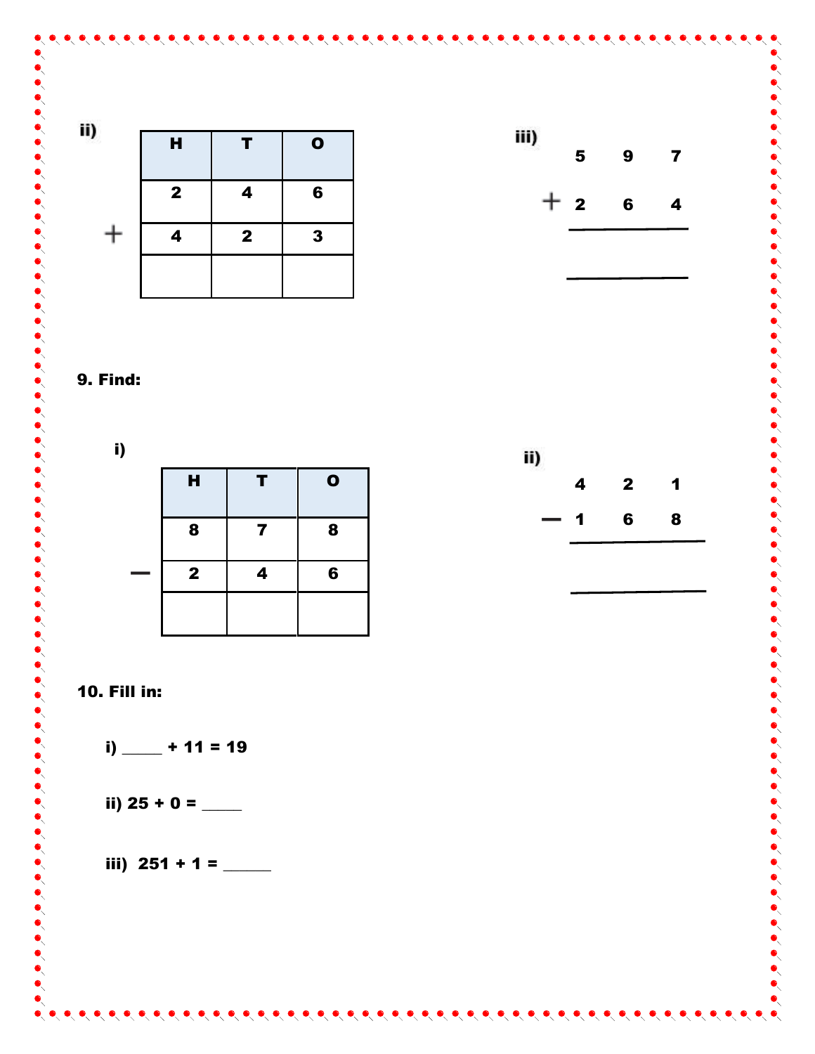ii)

| | H | T | O |
|---|---|---|---|
| | 2 | 4 | 6 |
| + | 4 | 2 | 3 |
| | | | |

iii)

```
    5   9   7
+   2   6   4
-------------

-------------
```

**9. Find:**

i)

| | H | T | O |
|---|---|---|---|
| | 8 | 7 | 8 |
| − | 2 | 4 | 6 |
| | | | |

ii)

```
    4   2   1
−   1   6   8
-------------

-------------
```

**10. Fill in:**

**i) _____ + 11 = 19**

**ii) 25 + 0 = _____**

**iii) 251 + 1 = _____**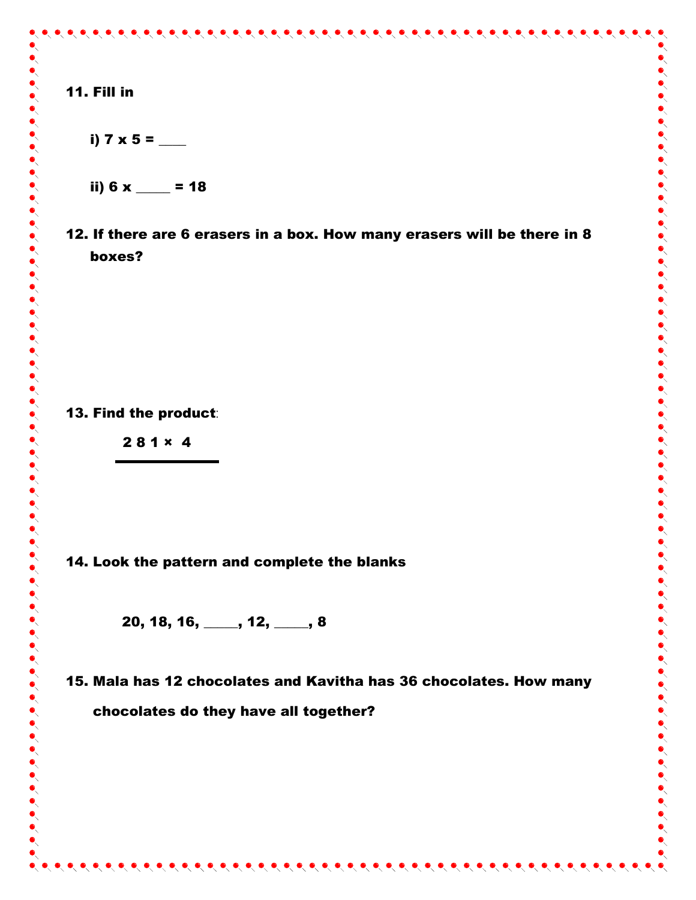**11. Fill in**

**i) 7 x 5 = ____**

**ii) 6 x _____ = 18**

**12. If there are 6 erasers in a box. How many erasers will be there in 8 boxes?**

**13. Find the product:**

**2 8 1 × 4**

**14. Look the pattern and complete the blanks**

**20, 18, 16, _____, 12, _____, 8**

**15. Mala has 12 chocolates and Kavitha has 36 chocolates. How many chocolates do they have all together?**